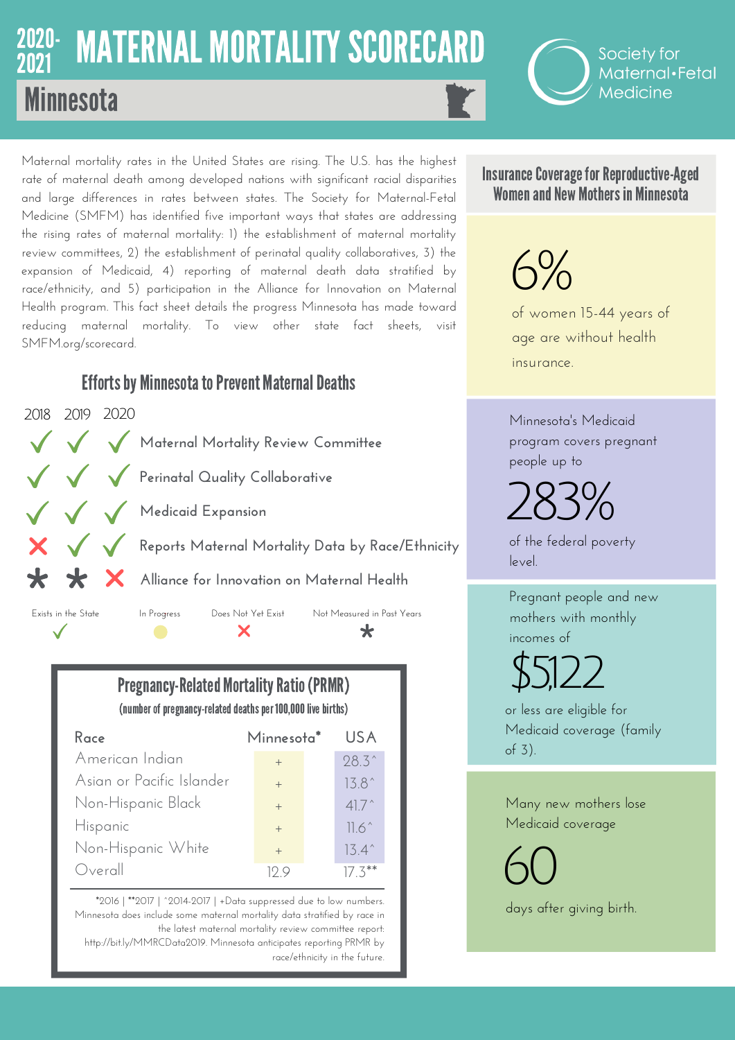# 2020-2021 MATERNAL MORTALITY SCORECARD

## Minnesota

Society for Maternal•Fetal Medicine

Maternal mortality rates in the United States are rising. The U.S. has the highest rate of maternal death among developed nations with significant racial disparities and large differences in rates between states. The Society for Maternal-Fetal Medicine (SMFM) has identified five important ways that states are addressing the rising rates of maternal mortality: 1) the establishment of maternal mortality review committees, 2) the establishment of perinatal quality collaboratives, 3) the expansion of Medicaid, 4) reporting of maternal death data stratified by race/ethnicity, and 5) participation in the Alliance for Innovation on Maternal Health program. This fact sheet details the progress Minnesota has made toward reducing maternal mortality. To view other state fact sheets, visit SMFM.org/scorecard.

### Efforts by Minnesota to Prevent Maternal Deaths

| 2018 | 2019 | 2020 | |
|---|---|---|---|
| ✓ | ✓ | ✓ | Maternal Mortality Review Committee |
| ✓ | ✓ | ✓ | Perinatal Quality Collaborative |
| ✓ | ✓ | ✓ | Medicaid Expansion |
| ✗ | ✓ | ✓ | Reports Maternal Mortality Data by Race/Ethnicity |
| * | * | ✗ | Alliance for Innovation on Maternal Health |

Exists in the State ✓ | In Progress ● | Does Not Yet Exist ✗ | Not Measured in Past Years *

### Pregnancy-Related Mortality Ratio (PRMR)

(number of pregnancy-related deaths per 100,000 live births)

| Race | Minnesota* | USA |
|---|---|---|
| American Indian | + | 28.3^ |
| Asian or Pacific Islander | + | 13.8^ |
| Non-Hispanic Black | + | 41.7^ |
| Hispanic | + | 11.6^ |
| Non-Hispanic White | + | 13.4^ |
| Overall | 12.9 | 17.3** |

*2016 | **2017 | ^2014-2017 | +Data suppressed due to low numbers. Minnesota does include some maternal mortality data stratified by race in the latest maternal mortality review committee report: http://bit.ly/MMRCData2019. Minnesota anticipates reporting PRMR by race/ethnicity in the future.

### Insurance Coverage for Reproductive-Aged Women and New Mothers in Minnesota

**6%** of women 15-44 years of age are without health insurance.

Minnesota's Medicaid program covers pregnant people up to **283%** of the federal poverty level.

Pregnant people and new mothers with monthly incomes of **$5,122** or less are eligible for Medicaid coverage (family of 3).

Many new mothers lose Medicaid coverage **60** days after giving birth.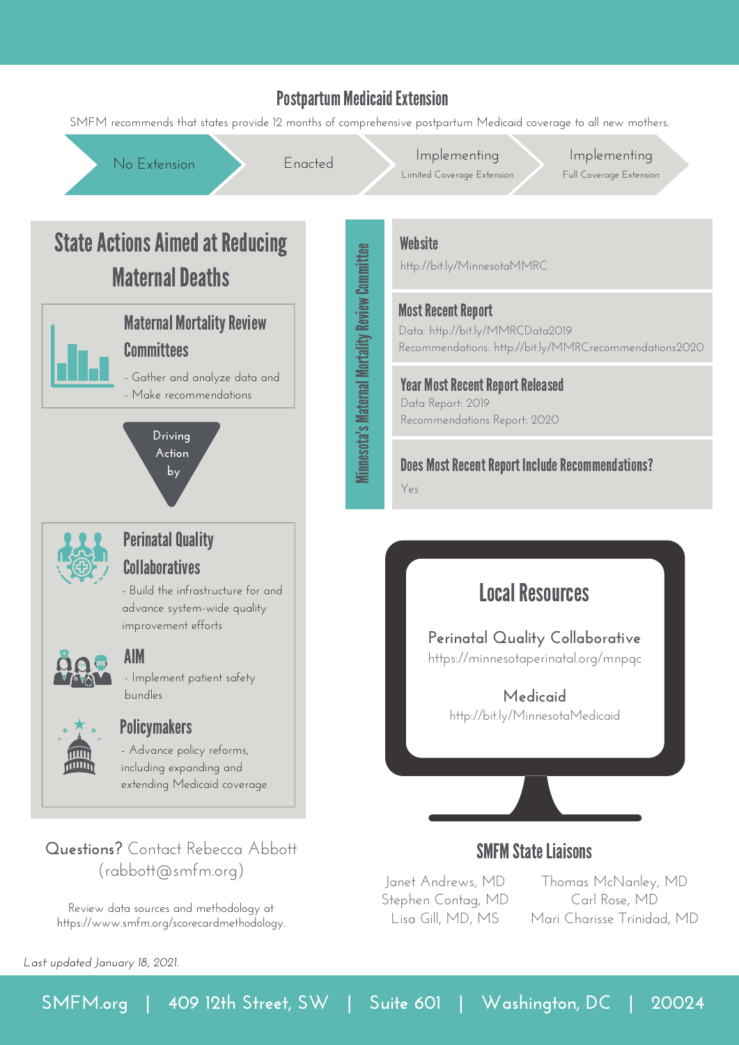## Postpartum Medicaid Extension

SMFM recommends that states provide 12 months of comprehensive postpartum Medicaid coverage to all new mothers.

No Extension | Enacted | Implementing (Limited Coverage Extension) | Implementing (Full Coverage Extension)

## State Actions Aimed at Reducing Maternal Deaths

### Maternal Mortality Review Committees

- Gather and analyze data and
- Make recommendations

Driving Action by

### Perinatal Quality Collaboratives

- Build the infrastructure for and advance system-wide quality improvement efforts

### AIM

- Implement patient safety bundles

### Policymakers

- Advance policy reforms, including expanding and extending Medicaid coverage

## Minnesota's Maternal Mortality Review Committee

**Website**
http://bit.ly/MinnesotaMMRC

**Most Recent Report**
Data: http://bit.ly/MMRCData2019
Recommendations: http://bit.ly/MMRCrecommendations2020

**Year Most Recent Report Released**
Data Report: 2019
Recommendations Report: 2020

**Does Most Recent Report Include Recommendations?**
Yes

## Local Resources

Perinatal Quality Collaborative
https://minnesotaperinatal.org/mnpqc

Medicaid
http://bit.ly/MinnesotaMedicaid

## SMFM State Liaisons

Janet Andrews, MD
Stephen Contag, MD
Lisa Gill, MD, MS
Thomas McNanley, MD
Carl Rose, MD
Mari Charisse Trinidad, MD

Questions? Contact Rebecca Abbott (rabbott@smfm.org)

Review data sources and methodology at https://www.smfm.org/scorecardmethodology.

*Last updated January 18, 2021.*

SMFM.org | 409 12th Street, SW | Suite 601 | Washington, DC | 20024